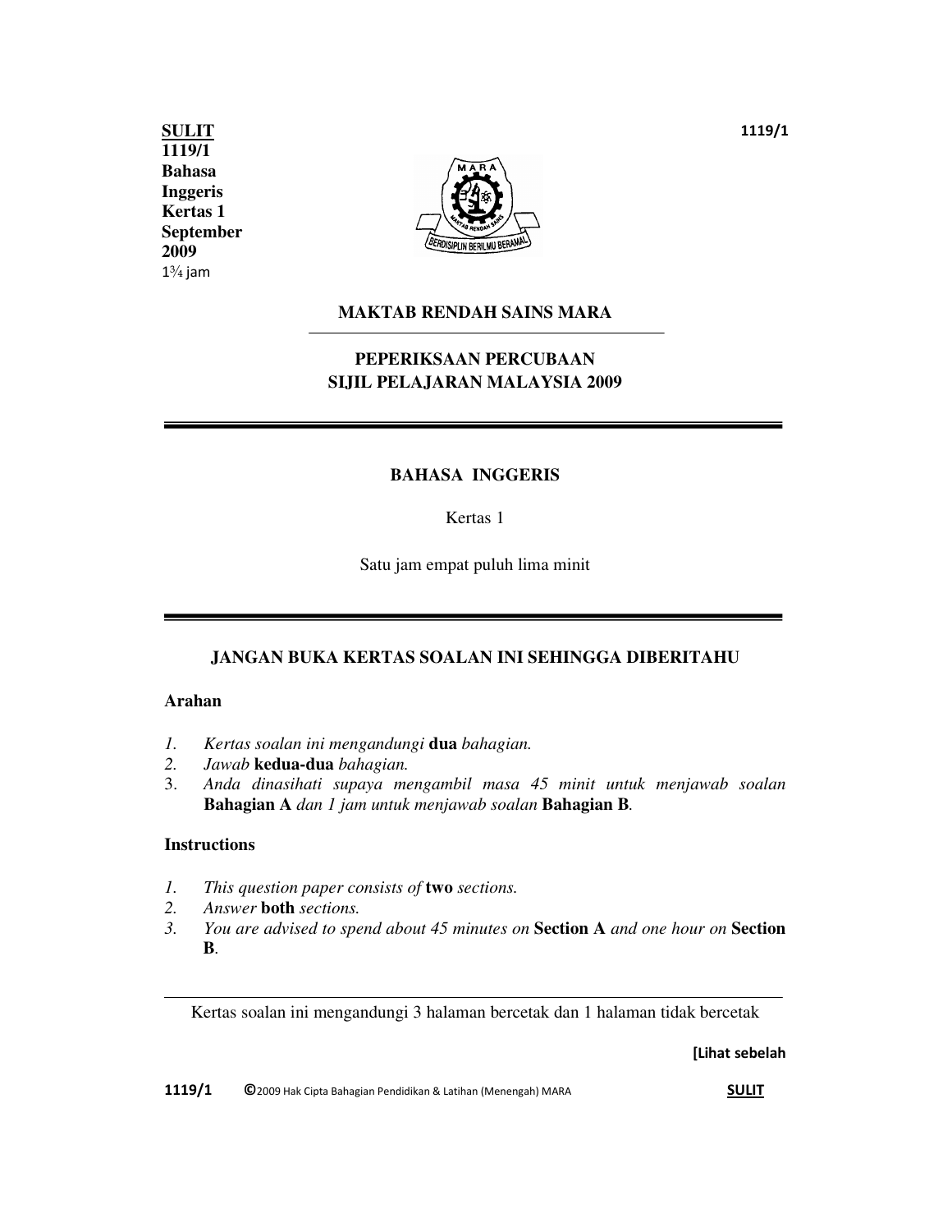**SULIT**
**1119/1**
**Bahasa Inggeris**
**Kertas 1**
**September 2009**
1¾ jam

# MAKTAB RENDAH SAINS MARA

## PEPERIKSAAN PERCUBAAN SIJIL PELAJARAN MALAYSIA 2009

## BAHASA INGGERIS

Kertas 1

Satu jam empat puluh lima minit

**JANGAN BUKA KERTAS SOALAN INI SEHINGGA DIBERITAHU**

**Arahan**

1. *Kertas soalan ini mengandungi* **dua** *bahagian.*
2. *Jawab* **kedua-dua** *bahagian.*
3. *Anda dinasihati supaya mengambil masa 45 minit untuk menjawab soalan* **Bahagian A** *dan 1 jam untuk menjawab soalan* **Bahagian B***.*

**Instructions**

1. *This question paper consists of* **two** *sections.*
2. *Answer* **both** *sections.*
3. *You are advised to spend about 45 minutes on* **Section A** *and one hour on* **Section B**.

Kertas soalan ini mengandungi 3 halaman bercetak dan 1 halaman tidak bercetak

**[Lihat sebelah**

©2009 Hak Cipta Bahagian Pendidikan & Latihan (Menengah) MARA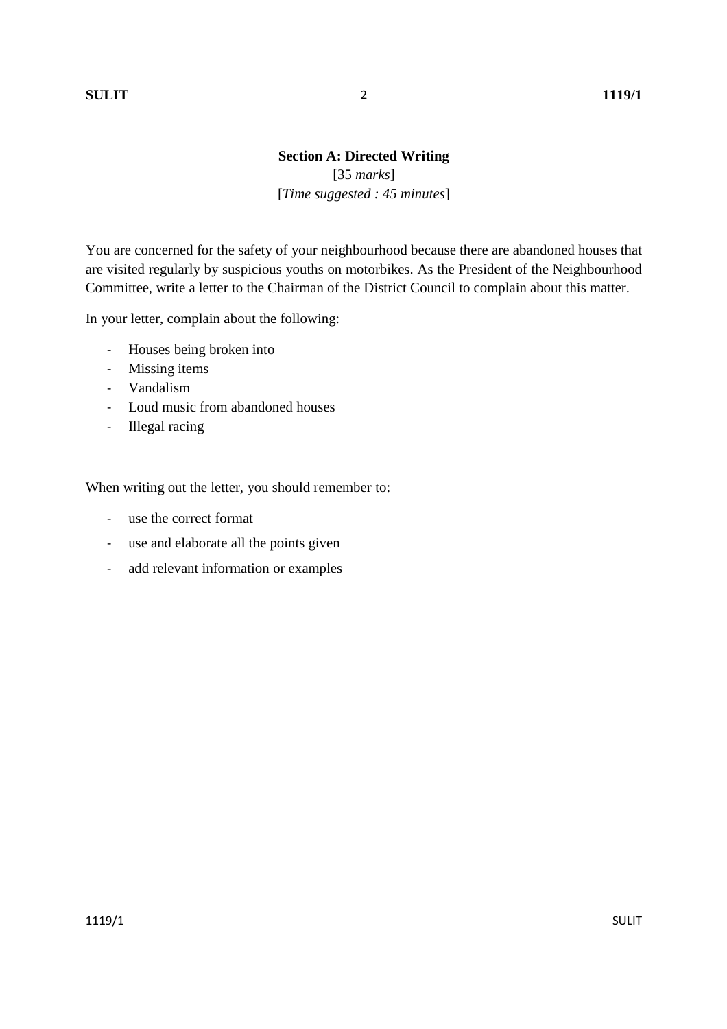## Section A: Directed Writing

[35 *marks*]
[*Time suggested : 45 minutes*]

You are concerned for the safety of your neighbourhood because there are abandoned houses that are visited regularly by suspicious youths on motorbikes. As the President of the Neighbourhood Committee, write a letter to the Chairman of the District Council to complain about this matter.

In your letter, complain about the following:

- Houses being broken into
- Missing items
- Vandalism
- Loud music from abandoned houses
- Illegal racing

When writing out the letter, you should remember to:

- use the correct format
- use and elaborate all the points given
- add relevant information or examples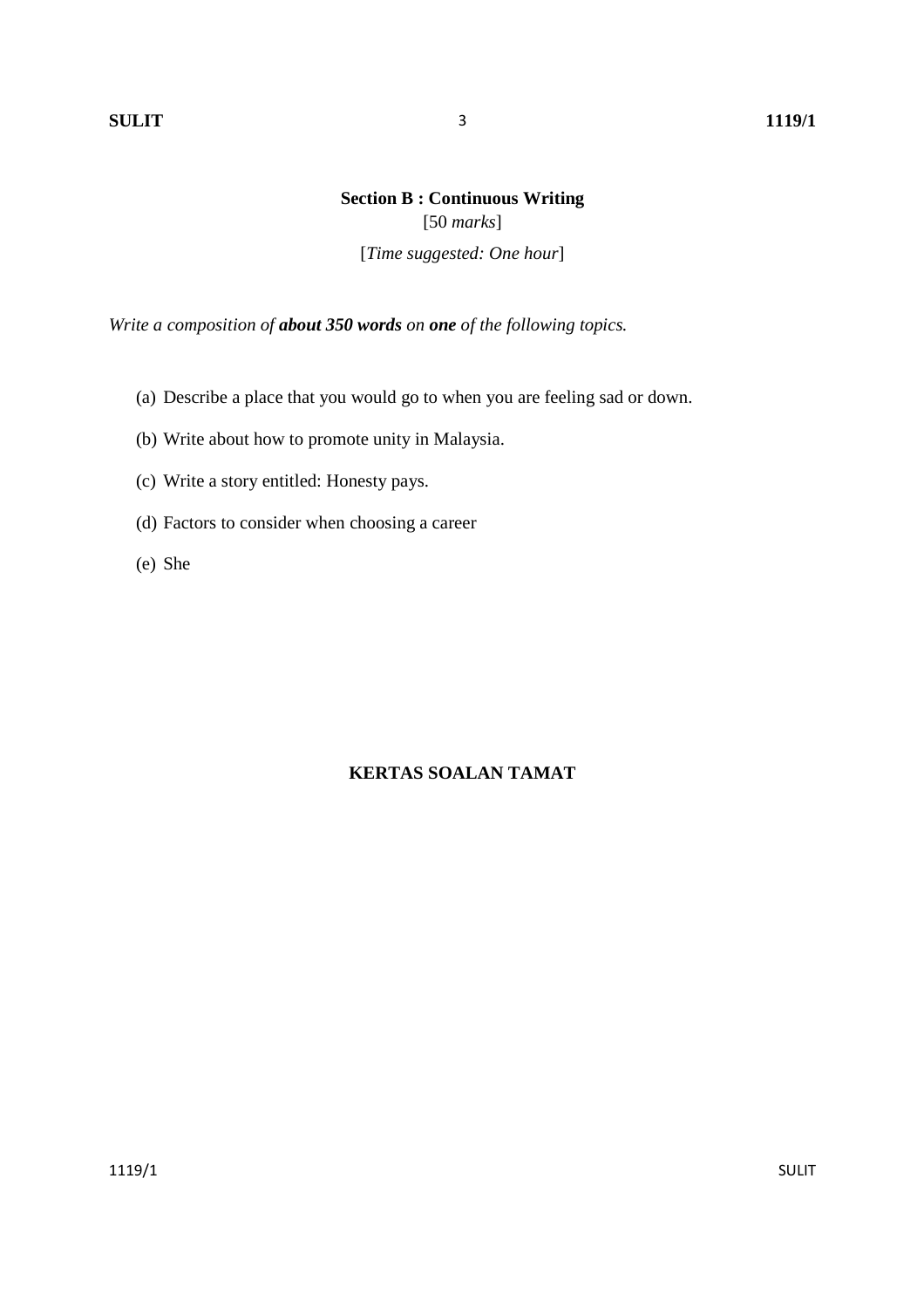## Section B : Continuous Writing

[50 *marks*]

[*Time suggested: One hour*]

*Write a composition of **about 350 words** on **one** of the following topics.*

(a) Describe a place that you would go to when you are feeling sad or down.

(b) Write about how to promote unity in Malaysia.

(c) Write a story entitled: Honesty pays.

(d) Factors to consider when choosing a career

(e) She

**KERTAS SOALAN TAMAT**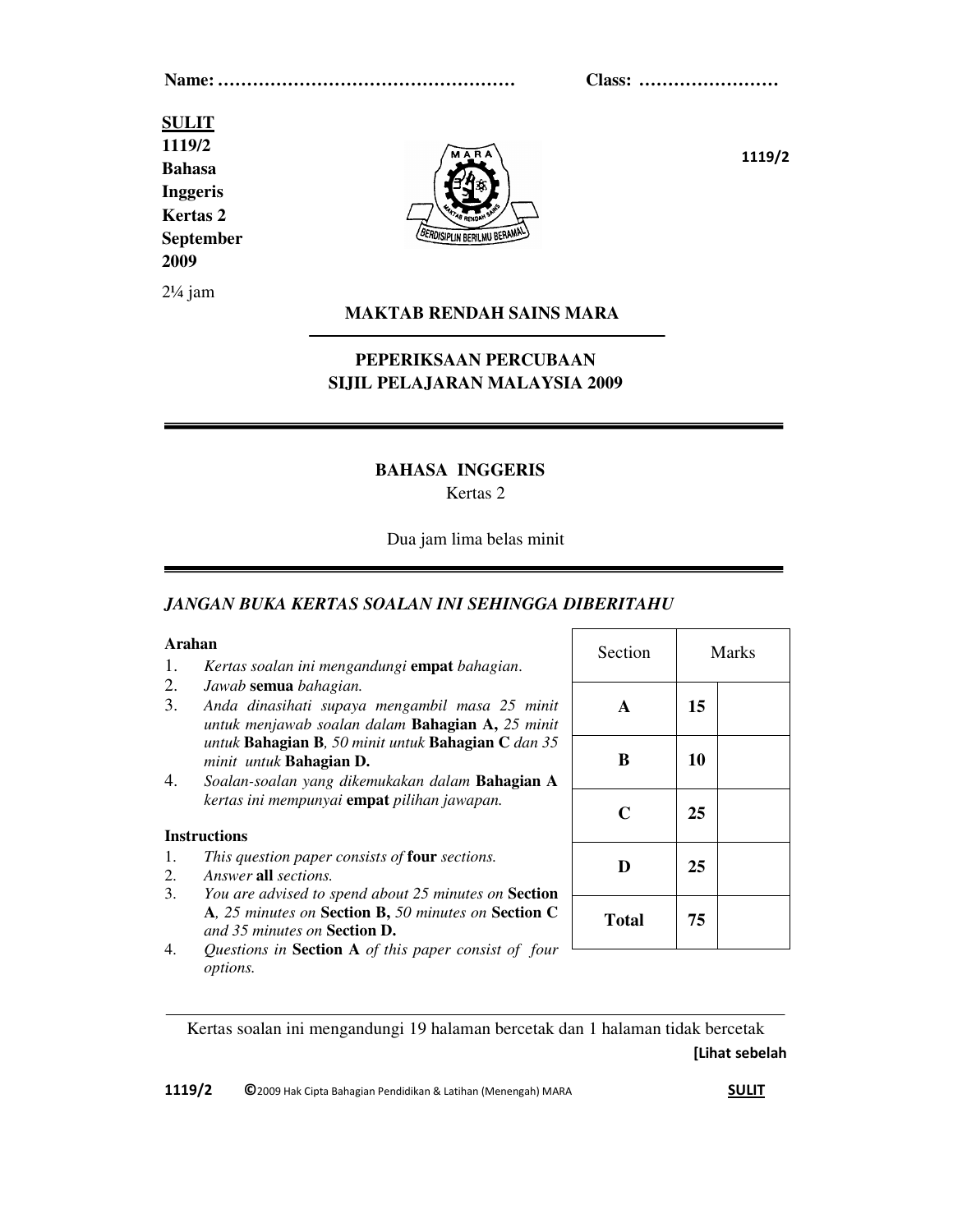Name: …………………………………………… Class: ……………………

**SULIT**
**1119/2**
**Bahasa Inggeris**
**Kertas 2**
**September 2009**

2¼ jam

**1119/2**

**MAKTAB RENDAH SAINS MARA**

**PEPERIKSAAN PERCUBAAN**
**SIJIL PELAJARAN MALAYSIA 2009**

**BAHASA INGGERIS**
Kertas 2

Dua jam lima belas minit

***JANGAN BUKA KERTAS SOALAN INI SEHINGGA DIBERITAHU***

**Arahan**

1. *Kertas soalan ini mengandungi* **empat** *bahagian.*
2. *Jawab* **semua** *bahagian.*
3. *Anda dinasihati supaya mengambil masa 25 minit untuk menjawab soalan dalam* **Bahagian A,** *25 minit untuk* **Bahagian B***, 50 minit untuk* **Bahagian C** *dan 35 minit untuk* **Bahagian D.**
4. *Soalan-soalan yang dikemukakan dalam* **Bahagian A** *kertas ini mempunyai* **empat** *pilihan jawapan.*

**Instructions**

1. *This question paper consists of* **four** *sections.*
2. *Answer* **all** *sections.*
3. *You are advised to spend about 25 minutes on* **Section A***, 25 minutes on* **Section B,** *50 minutes on* **Section C** *and 35 minutes on* **Section D.**
4. *Questions in* **Section A** *of this paper consist of four options.*

| Section | Marks | |
|---|---|---|
| **A** | **15** | |
| **B** | **10** | |
| **C** | **25** | |
| **D** | **25** | |
| **Total** | **75** | |

Kertas soalan ini mengandungi 19 halaman bercetak dan 1 halaman tidak bercetak

**[Lihat sebelah**

**1119/2** **©**2009 Hak Cipta Bahagian Pendidikan & Latihan (Menengah) MARA **SULIT**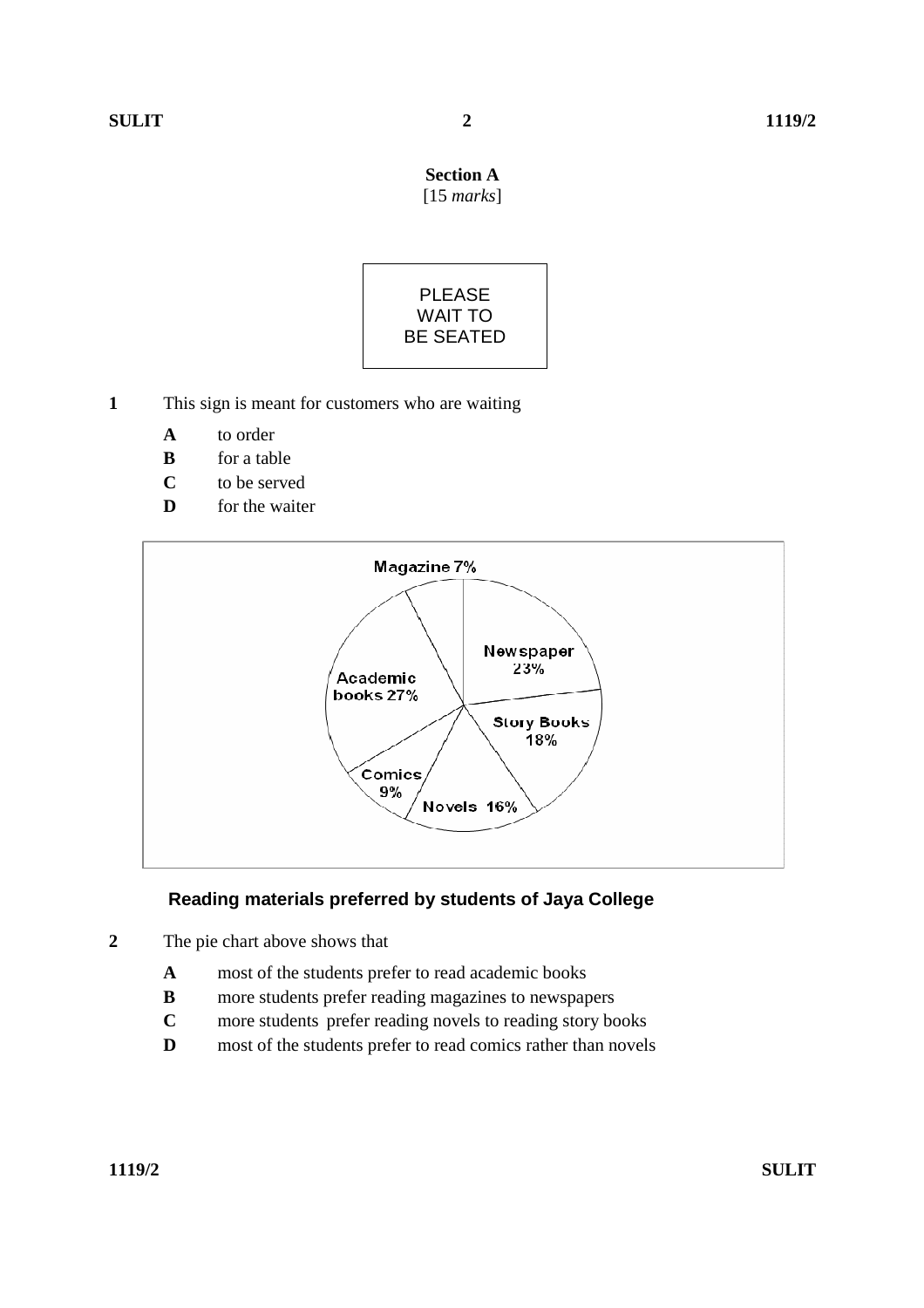**Section A**
[15 *marks*]

PLEASE
WAIT TO
BE SEATED

**1** This sign is meant for customers who are waiting

- **A** to order
- **B** for a table
- **C** to be served
- **D** for the waiter

Magazine 7%
Newspaper 23%
Story Books 18%
Novels 16%
Comics 9%
Academic books 27%

**Reading materials preferred by students of Jaya College**

**2** The pie chart above shows that

- **A** most of the students prefer to read academic books
- **B** more students prefer reading magazines to newspapers
- **C** more students prefer reading novels to reading story books
- **D** most of the students prefer to read comics rather than novels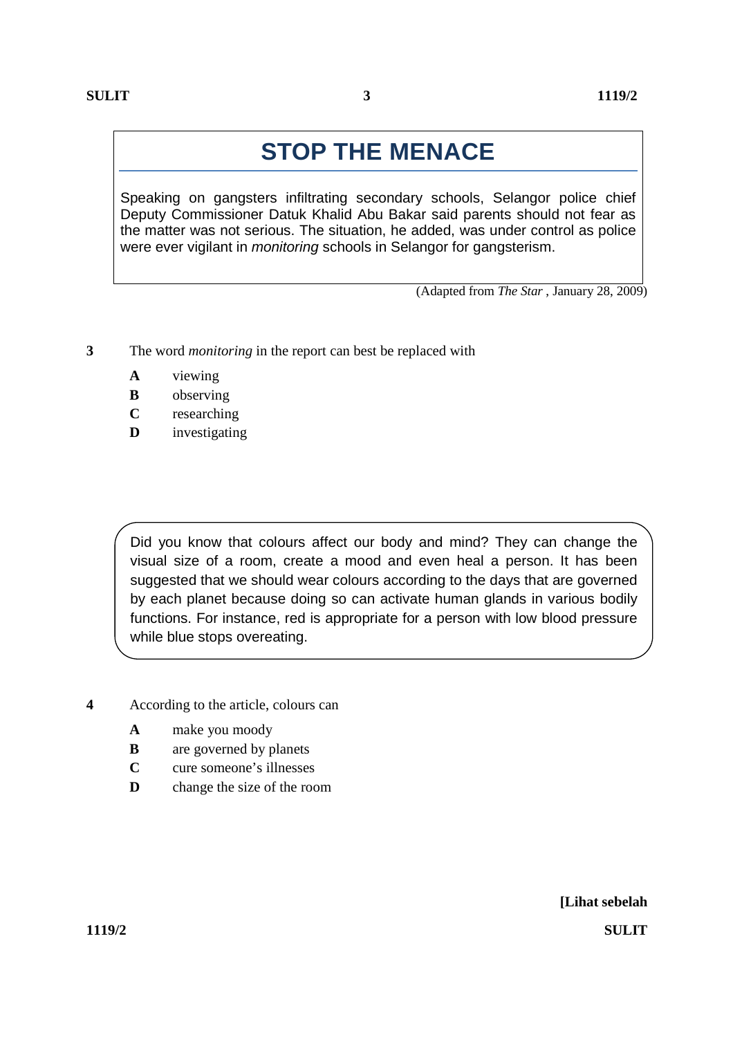## STOP THE MENACE

Speaking on gangsters infiltrating secondary schools, Selangor police chief Deputy Commissioner Datuk Khalid Abu Bakar said parents should not fear as the matter was not serious. The situation, he added, was under control as police were ever vigilant in *monitoring* schools in Selangor for gangsterism.

(Adapted from *The Star* , January 28, 2009)

**3** The word *monitoring* in the report can best be replaced with

- **A** viewing
- **B** observing
- **C** researching
- **D** investigating

Did you know that colours affect our body and mind? They can change the visual size of a room, create a mood and even heal a person. It has been suggested that we should wear colours according to the days that are governed by each planet because doing so can activate human glands in various bodily functions. For instance, red is appropriate for a person with low blood pressure while blue stops overeating.

**4** According to the article, colours can

- **A** make you moody
- **B** are governed by planets
- **C** cure someone's illnesses
- **D** change the size of the room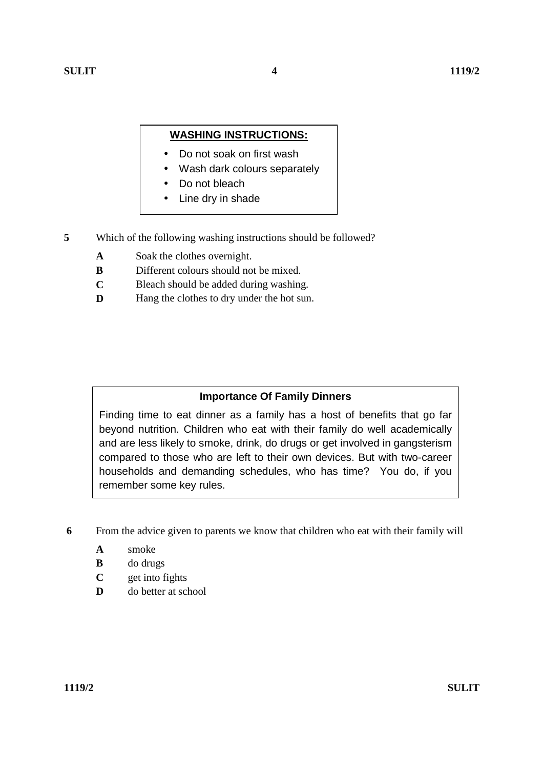**WASHING INSTRUCTIONS:**

- Do not soak on first wash
- Wash dark colours separately
- Do not bleach
- Line dry in shade

**5** Which of the following washing instructions should be followed?

**A** Soak the clothes overnight.
**B** Different colours should not be mixed.
**C** Bleach should be added during washing.
**D** Hang the clothes to dry under the hot sun.

**Importance Of Family Dinners**

Finding time to eat dinner as a family has a host of benefits that go far beyond nutrition. Children who eat with their family do well academically and are less likely to smoke, drink, do drugs or get involved in gangsterism compared to those who are left to their own devices. But with two-career households and demanding schedules, who has time? You do, if you remember some key rules.

**6** From the advice given to parents we know that children who eat with their family will

**A** smoke
**B** do drugs
**C** get into fights
**D** do better at school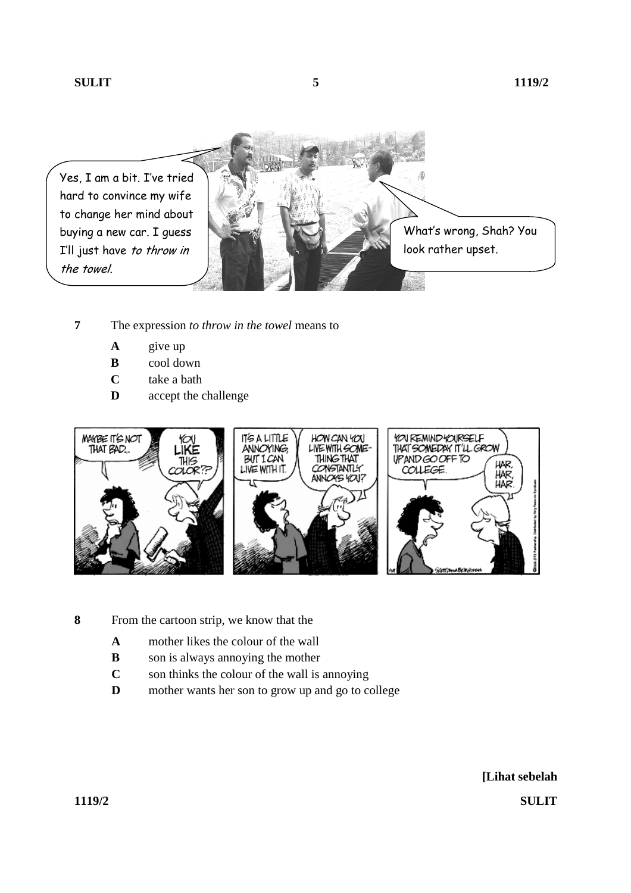Yes, I am a bit. I've tried hard to convince my wife to change her mind about buying a new car. I guess I'll just have *to throw in the towel.*

What's wrong, Shah? You look rather upset.

**7** The expression *to throw in the towel* means to

- **A** give up
- **B** cool down
- **C** take a bath
- **D** accept the challenge

MAYBE IT'S NOT THAT BAD...

YOU LIKE THIS COLOR??

IT'S A LITTLE ANNOYING, BUT I CAN LIVE WITH IT.

HOW CAN YOU LIVE WITH SOMETHING THAT CONSTANTLY ANNOYS YOU?

YOU REMIND YOURSELF THAT SOMEDAY IT'LL GROW UP AND GO OFF TO COLLEGE.

HAR, HAR, HAR.

**8** From the cartoon strip, we know that the

- **A** mother likes the colour of the wall
- **B** son is always annoying the mother
- **C** son thinks the colour of the wall is annoying
- **D** mother wants her son to grow up and go to college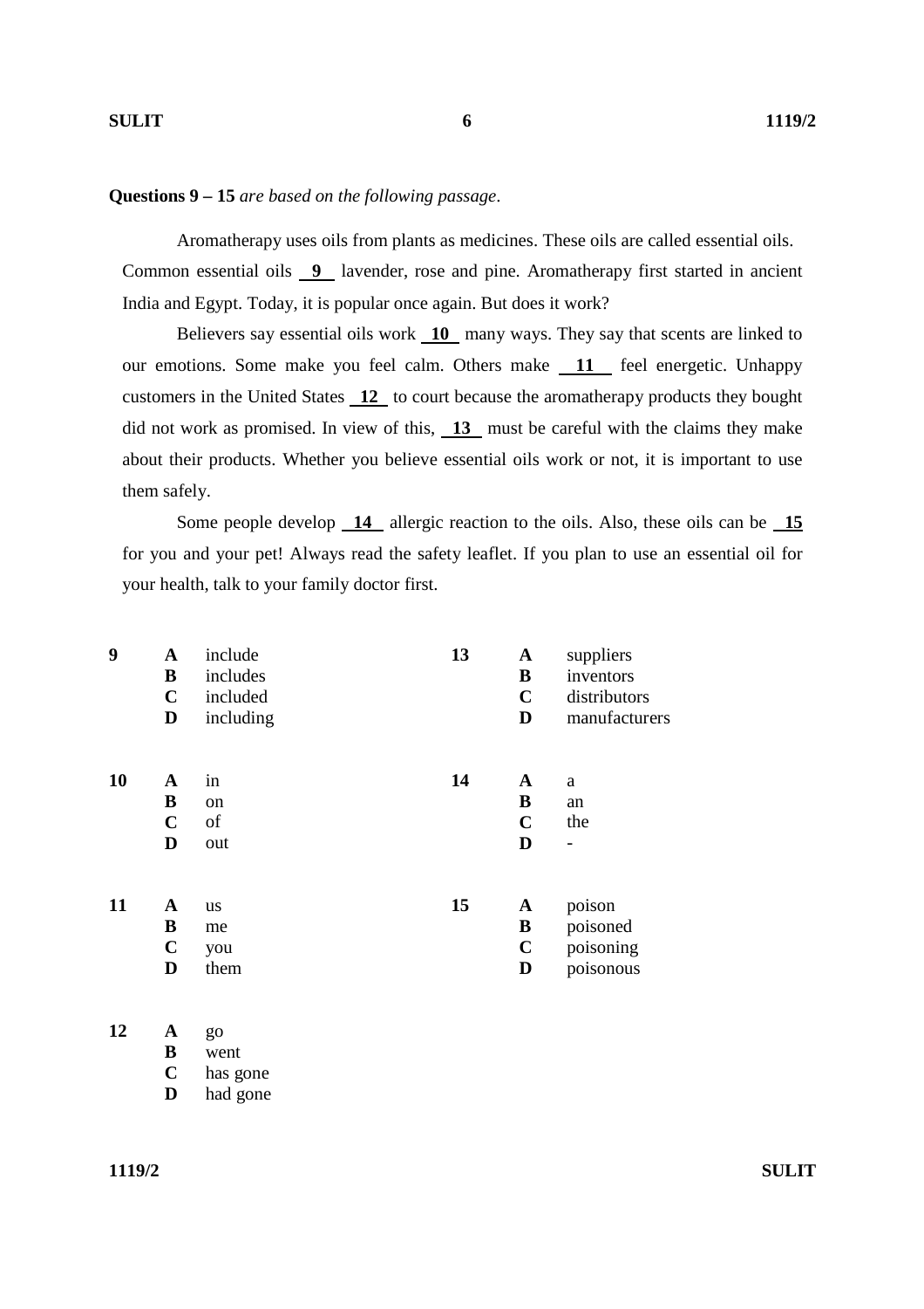**Questions 9 – 15** *are based on the following passage*.

Aromatherapy uses oils from plants as medicines. These oils are called essential oils. Common essential oils __9__ lavender, rose and pine. Aromatherapy first started in ancient India and Egypt. Today, it is popular once again. But does it work?

Believers say essential oils work __10__ many ways. They say that scents are linked to our emotions. Some make you feel calm. Others make __11__ feel energetic. Unhappy customers in the United States __12__ to court because the aromatherapy products they bought did not work as promised. In view of this, __13__ must be careful with the claims they make about their products. Whether you believe essential oils work or not, it is important to use them safely.

Some people develop __14__ allergic reaction to the oils. Also, these oils can be __15__ for you and your pet! Always read the safety leaflet. If you plan to use an essential oil for your health, talk to your family doctor first.

**9**
- **A** include
- **B** includes
- **C** included
- **D** including

**10**
- **A** in
- **B** on
- **C** of
- **D** out

**11**
- **A** us
- **B** me
- **C** you
- **D** them

**12**
- **A** go
- **B** went
- **C** has gone
- **D** had gone

**13**
- **A** suppliers
- **B** inventors
- **C** distributors
- **D** manufacturers

**14**
- **A** a
- **B** an
- **C** the
- **D** -

**15**
- **A** poison
- **B** poisoned
- **C** poisoning
- **D** poisonous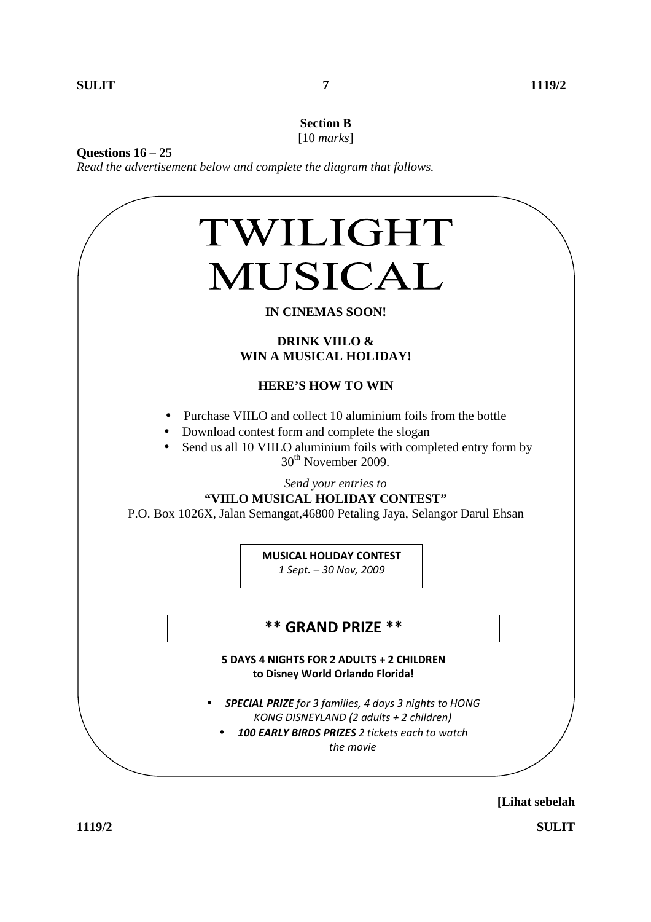## Section B

[10 *marks*]

**Questions 16 – 25**

*Read the advertisement below and complete the diagram that follows.*

# TWILIGHT MUSICAL

**IN CINEMAS SOON!**

**DRINK VIILO &**
**WIN A MUSICAL HOLIDAY!**

**HERE'S HOW TO WIN**

- Purchase VIILO and collect 10 aluminium foils from the bottle
- Download contest form and complete the slogan
- Send us all 10 VIILO aluminium foils with completed entry form by 30th November 2009.

*Send your entries to*

**"VIILO MUSICAL HOLIDAY CONTEST"**

P.O. Box 1026X, Jalan Semangat,46800 Petaling Jaya, Selangor Darul Ehsan

**MUSICAL HOLIDAY CONTEST**
*1 Sept. – 30 Nov, 2009*

**\*\* GRAND PRIZE \*\***

**5 DAYS 4 NIGHTS FOR 2 ADULTS + 2 CHILDREN**
**to Disney World Orlando Florida!**

- ***SPECIAL PRIZE*** *for 3 families, 4 days 3 nights to HONG KONG DISNEYLAND (2 adults + 2 children)*
- ***100 EARLY BIRDS PRIZES*** *2 tickets each to watch the movie*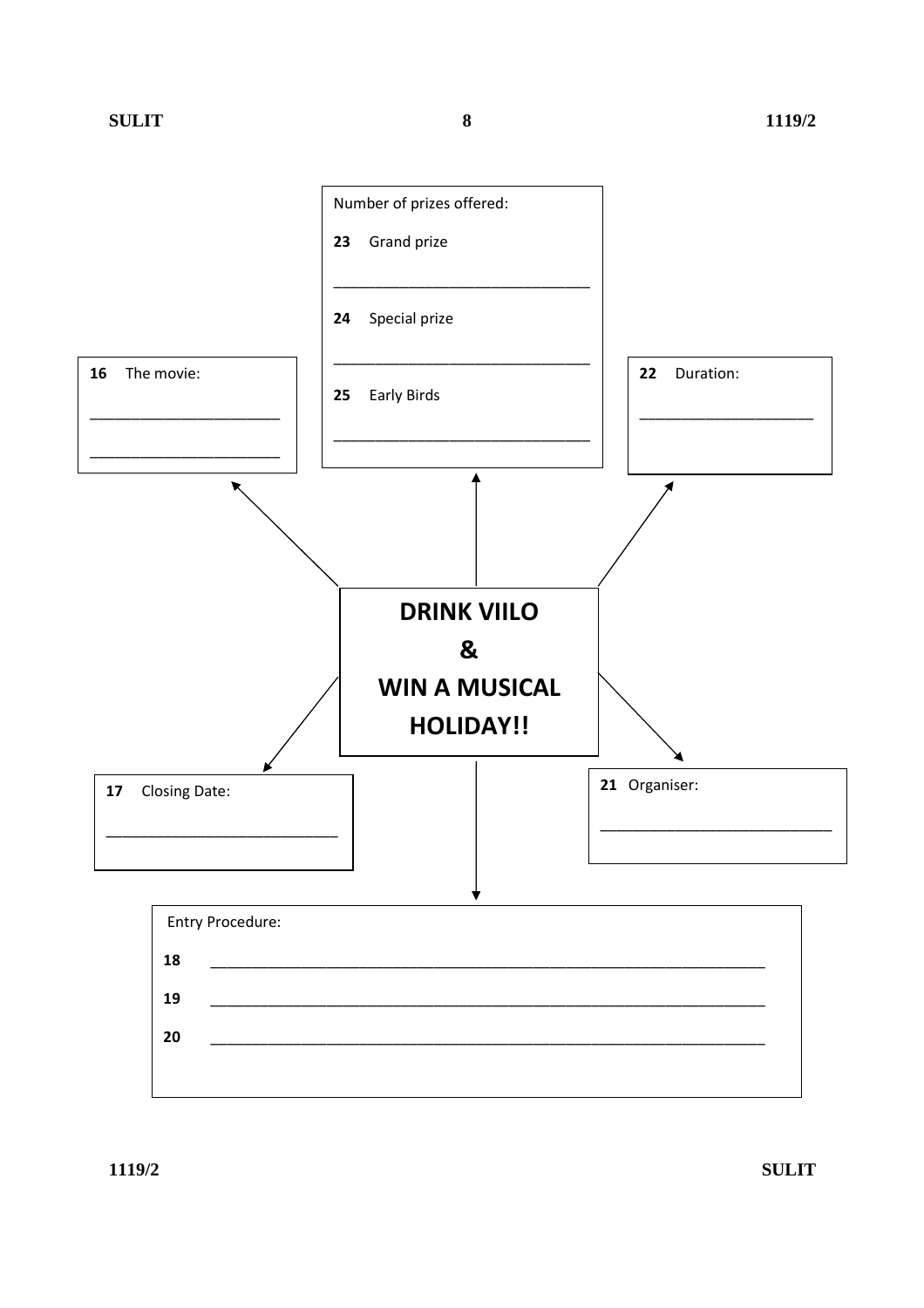**DRINK VIILO**

**&**

**WIN A MUSICAL HOLIDAY!!**

Number of prizes offered:

**23** Grand prize

________________________________

**24** Special prize

________________________________

**25** Early Birds

________________________________

**16** The movie:

________________________

________________________

**22** Duration:

______________________

**17** Closing Date:

____________________________

**21** Organiser:

____________________________

Entry Procedure:

**18** ______________________________________________________________________

**19** ______________________________________________________________________

**20** ______________________________________________________________________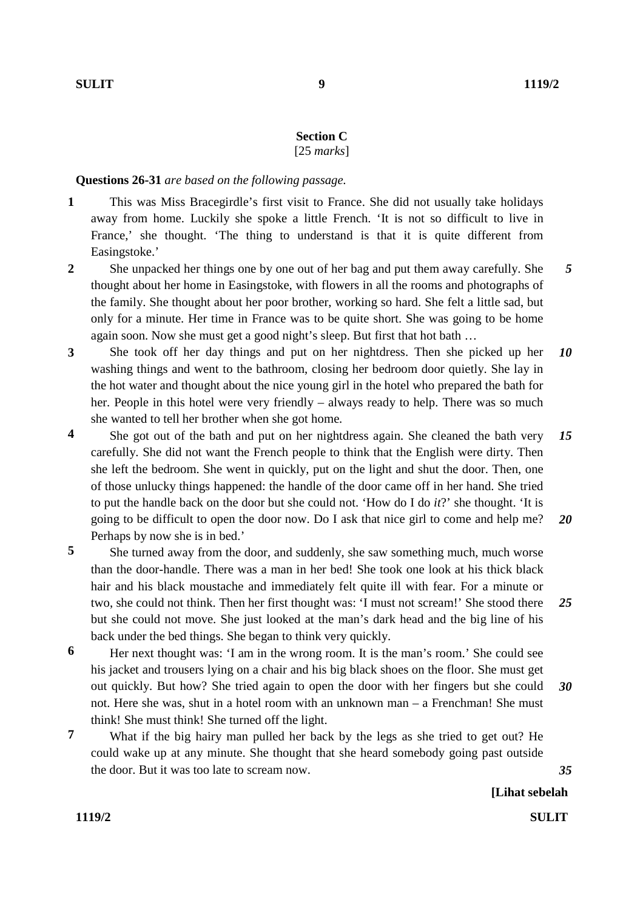## Section C

[25 *marks*]

**Questions 26-31** *are based on the following passage.*

**1** This was Miss Bracegirdle's first visit to France. She did not usually take holidays away from home. Luckily she spoke a little French. 'It is not so difficult to live in France,' she thought. 'The thing to understand is that it is quite different from Easingstoke.'

**2** She unpacked her things one by one out of her bag and put them away carefully. She thought about her home in Easingstoke, with flowers in all the rooms and photographs of the family. She thought about her poor brother, working so hard. She felt a little sad, but only for a minute. Her time in France was to be quite short. She was going to be home again soon. Now she must get a good night's sleep. But first that hot bath … *5*

**3** She took off her day things and put on her nightdress. Then she picked up her washing things and went to the bathroom, closing her bedroom door quietly. She lay in the hot water and thought about the nice young girl in the hotel who prepared the bath for her. People in this hotel were very friendly – always ready to help. There was so much she wanted to tell her brother when she got home. *10*

**4** She got out of the bath and put on her nightdress again. She cleaned the bath very carefully. She did not want the French people to think that the English were dirty. Then she left the bedroom. She went in quickly, put on the light and shut the door. Then, one of those unlucky things happened: the handle of the door came off in her hand. She tried to put the handle back on the door but she could not. 'How do I do *it*?' she thought. 'It is going to be difficult to open the door now. Do I ask that nice girl to come and help me? Perhaps by now she is in bed.' *15* *20*

**5** She turned away from the door, and suddenly, she saw something much, much worse than the door-handle. There was a man in her bed! She took one look at his thick black hair and his black moustache and immediately felt quite ill with fear. For a minute or two, she could not think. Then her first thought was: 'I must not scream!' She stood there but she could not move. She just looked at the man's dark head and the big line of his back under the bed things. She began to think very quickly. *25*

**6** Her next thought was: 'I am in the wrong room. It is the man's room.' She could see his jacket and trousers lying on a chair and his big black shoes on the floor. She must get out quickly. But how? She tried again to open the door with her fingers but she could not. Here she was, shut in a hotel room with an unknown man – a Frenchman! She must think! She must think! She turned off the light. *30*

**7** What if the big hairy man pulled her back by the legs as she tried to get out? He could wake up at any minute. She thought that she heard somebody going past outside the door. But it was too late to scream now. *35*

**[Lihat sebelah**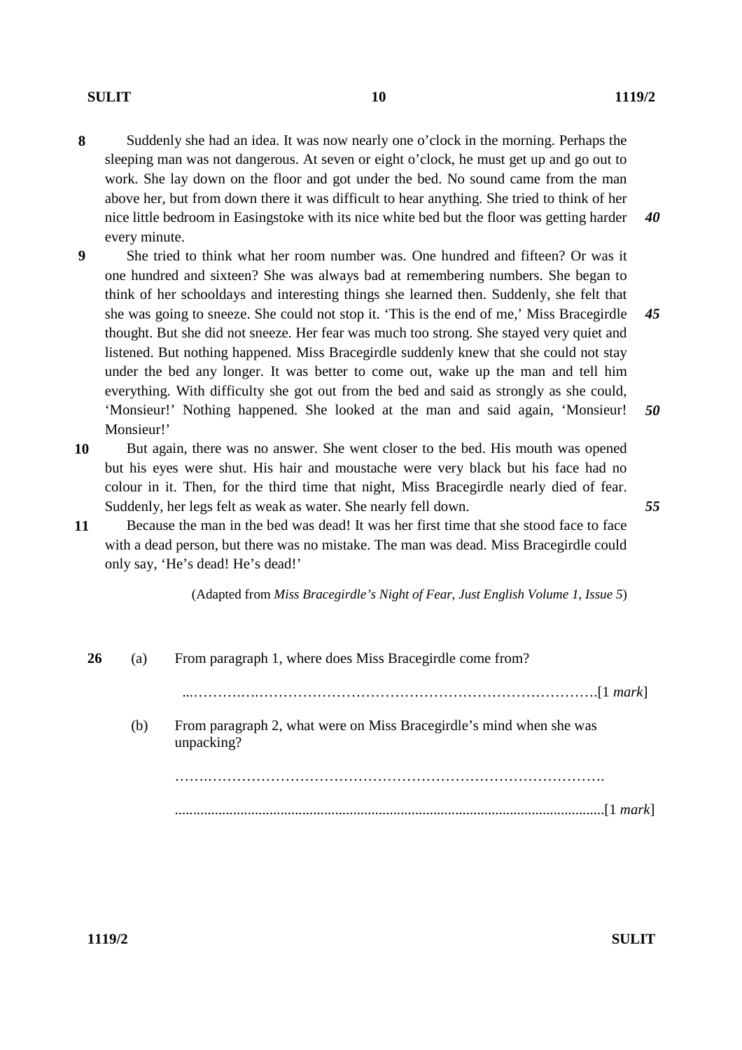**8** Suddenly she had an idea. It was now nearly one o'clock in the morning. Perhaps the sleeping man was not dangerous. At seven or eight o'clock, he must get up and go out to work. She lay down on the floor and got under the bed. No sound came from the man above her, but from down there it was difficult to hear anything. She tried to think of her nice little bedroom in Easingstoke with its nice white bed but the floor was getting harder every minute. ***40***

**9** She tried to think what her room number was. One hundred and fifteen? Or was it one hundred and sixteen? She was always bad at remembering numbers. She began to think of her schooldays and interesting things she learned then. Suddenly, she felt that she was going to sneeze. She could not stop it. 'This is the end of me,' Miss Bracegirdle thought. But she did not sneeze. Her fear was much too strong. She stayed very quiet and listened. But nothing happened. Miss Bracegirdle suddenly knew that she could not stay under the bed any longer. It was better to come out, wake up the man and tell him everything. With difficulty she got out from the bed and said as strongly as she could, 'Monsieur!' Nothing happened. She looked at the man and said again, 'Monsieur! Monsieur!' ***45*** ***50***

**10** But again, there was no answer. She went closer to the bed. His mouth was opened but his eyes were shut. His hair and moustache were very black but his face had no colour in it. Then, for the third time that night, Miss Bracegirdle nearly died of fear. Suddenly, her legs felt as weak as water. She nearly fell down. ***55***

**11** Because the man in the bed was dead! It was her first time that she stood face to face with a dead person, but there was no mistake. The man was dead. Miss Bracegirdle could only say, 'He's dead! He's dead!'

(Adapted from *Miss Bracegirdle's Night of Fear, Just English Volume 1, Issue 5*)

**26** (a) From paragraph 1, where does Miss Bracegirdle come from?

.............................................................................................[1 *mark*]

(b) From paragraph 2, what were on Miss Bracegirdle's mind when she was unpacking?

.............................................................................................

.............................................................................................[1 *mark*]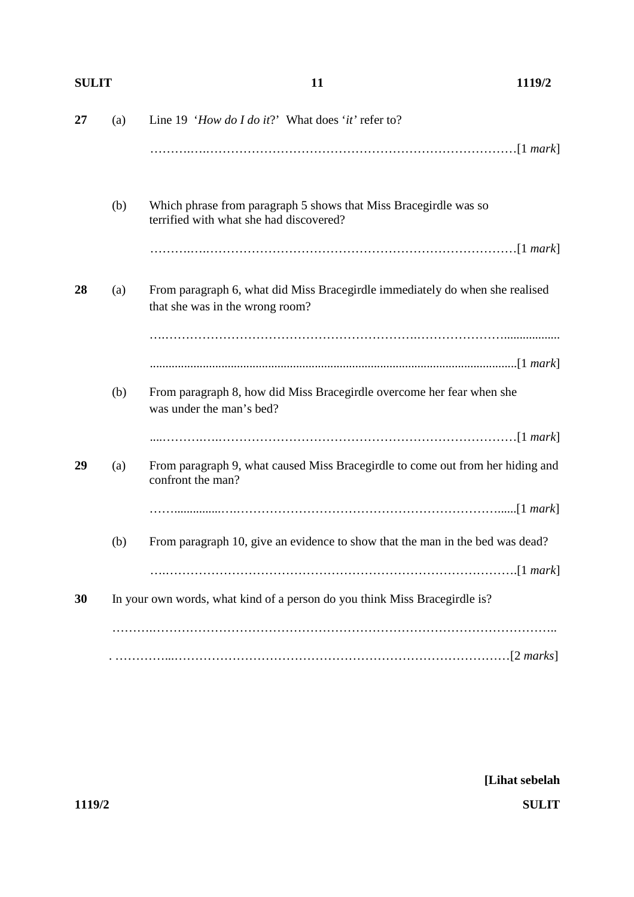**27** (a) Line 19 '*How do I do it*?' What does '*it*' refer to?

…………………………………………………………………………………[1 *mark*]

(b) Which phrase from paragraph 5 shows that Miss Bracegirdle was so terrified with what she had discovered?

…………………………………………………………………………………[1 *mark*]

**28** (a) From paragraph 6, what did Miss Bracegirdle immediately do when she realised that she was in the wrong room?

…………………………………………………………………………………

…………………………………………………………………………………[1 *mark*]

(b) From paragraph 8, how did Miss Bracegirdle overcome her fear when she was under the man's bed?

…………………………………………………………………………………[1 *mark*]

**29** (a) From paragraph 9, what caused Miss Bracegirdle to come out from her hiding and confront the man?

…………………………………………………………………………………[1 *mark*]

(b) From paragraph 10, give an evidence to show that the man in the bed was dead?

…………………………………………………………………………………[1 *mark*]

**30** In your own words, what kind of a person do you think Miss Bracegirdle is?

…………………………………………………………………………………

…………………………………………………………………………………[2 *marks*]

**[Lihat sebelah**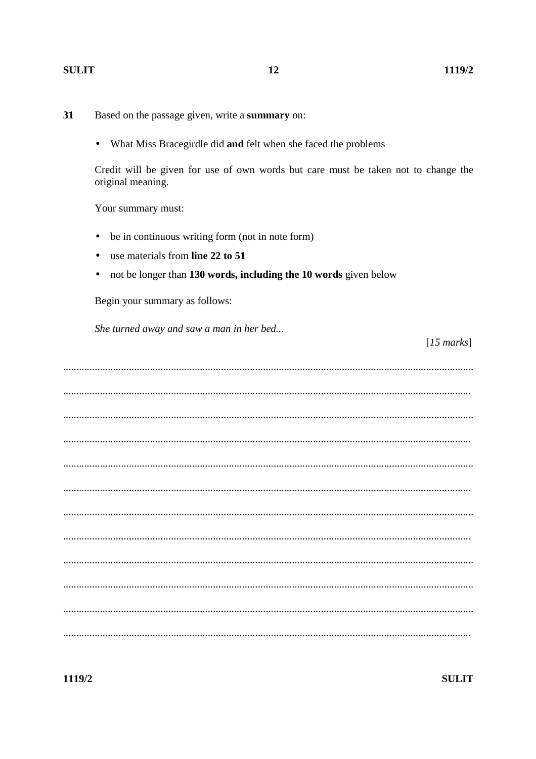**31** Based on the passage given, write a **summary** on:

- What Miss Bracegirdle did **and** felt when she faced the problems

Credit will be given for use of own words but care must be taken not to change the original meaning.

Your summary must:

- be in continuous writing form (not in note form)
- use materials from **line 22 to 51**
- not be longer than **130 words, including the 10 words** given below

Begin your summary as follows:

*She turned away and saw a man in her bed...*

[*15 marks*]

..........................................................................................................................................

..........................................................................................................................................

..........................................................................................................................................

..........................................................................................................................................

..........................................................................................................................................

..........................................................................................................................................

..........................................................................................................................................

..........................................................................................................................................

..........................................................................................................................................

..........................................................................................................................................

..........................................................................................................................................

..........................................................................................................................................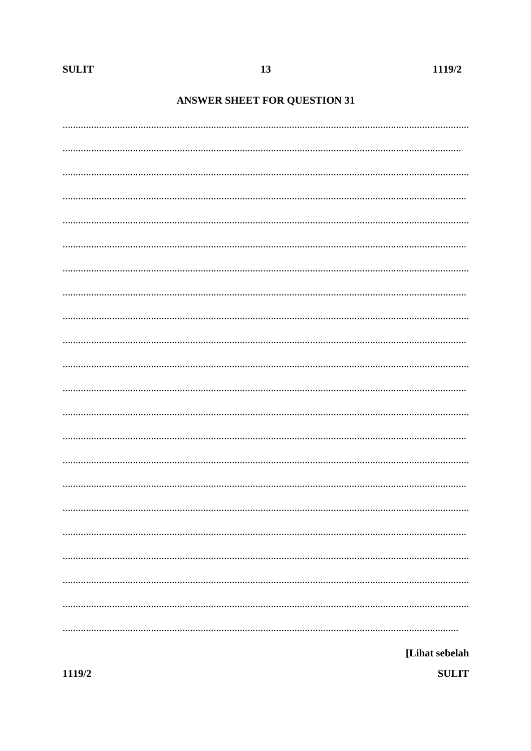## ANSWER SHEET FOR QUESTION 31

..........................................................................................................................................................

..........................................................................................................................................................

..........................................................................................................................................................

..........................................................................................................................................................

..........................................................................................................................................................

..........................................................................................................................................................

..........................................................................................................................................................

..........................................................................................................................................................

..........................................................................................................................................................

..........................................................................................................................................................

..........................................................................................................................................................

..........................................................................................................................................................

..........................................................................................................................................................

..........................................................................................................................................................

..........................................................................................................................................................

..........................................................................................................................................................

..........................................................................................................................................................

..........................................................................................................................................................

..........................................................................................................................................................

..........................................................................................................................................................

..........................................................................................................................................................

..........................................................................................................................................................

[Lihat sebelah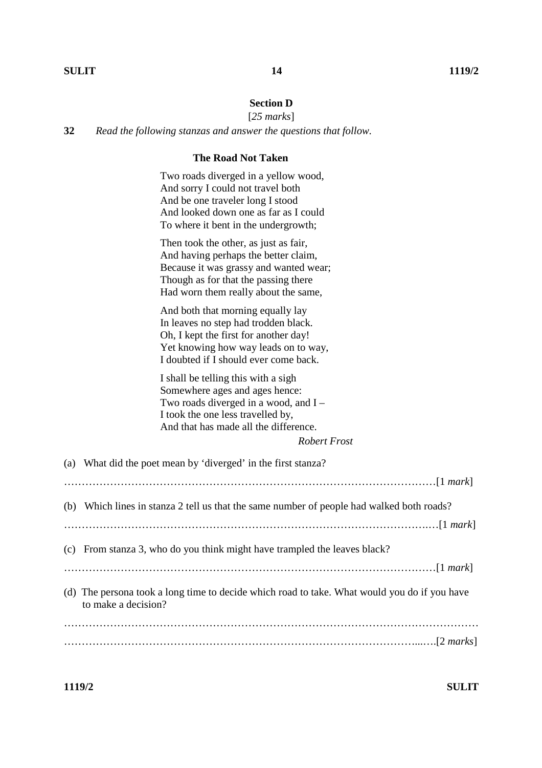## Section D

[*25 marks*]

**32** *Read the following stanzas and answer the questions that follow.*

### The Road Not Taken

Two roads diverged in a yellow wood,
And sorry I could not travel both
And be one traveler long I stood
And looked down one as far as I could
To where it bent in the undergrowth;

Then took the other, as just as fair,
And having perhaps the better claim,
Because it was grassy and wanted wear;
Though as for that the passing there
Had worn them really about the same,

And both that morning equally lay
In leaves no step had trodden black.
Oh, I kept the first for another day!
Yet knowing how way leads on to way,
I doubted if I should ever come back.

I shall be telling this with a sigh
Somewhere ages and ages hence:
Two roads diverged in a wood, and I –
I took the one less travelled by,
And that has made all the difference.

*Robert Frost*

(a) What did the poet mean by 'diverged' in the first stanza?

…………………………………………………………………………………………[1 *mark*]

(b) Which lines in stanza 2 tell us that the same number of people had walked both roads?

…………………………………………………………………………………………[1 *mark*]

(c) From stanza 3, who do you think might have trampled the leaves black?

…………………………………………………………………………………………[1 *mark*]

(d) The persona took a long time to decide which road to take. What would you do if you have to make a decision?

…………………………………………………………………………………………………

…………………………………………………………………………………………[2 *marks*]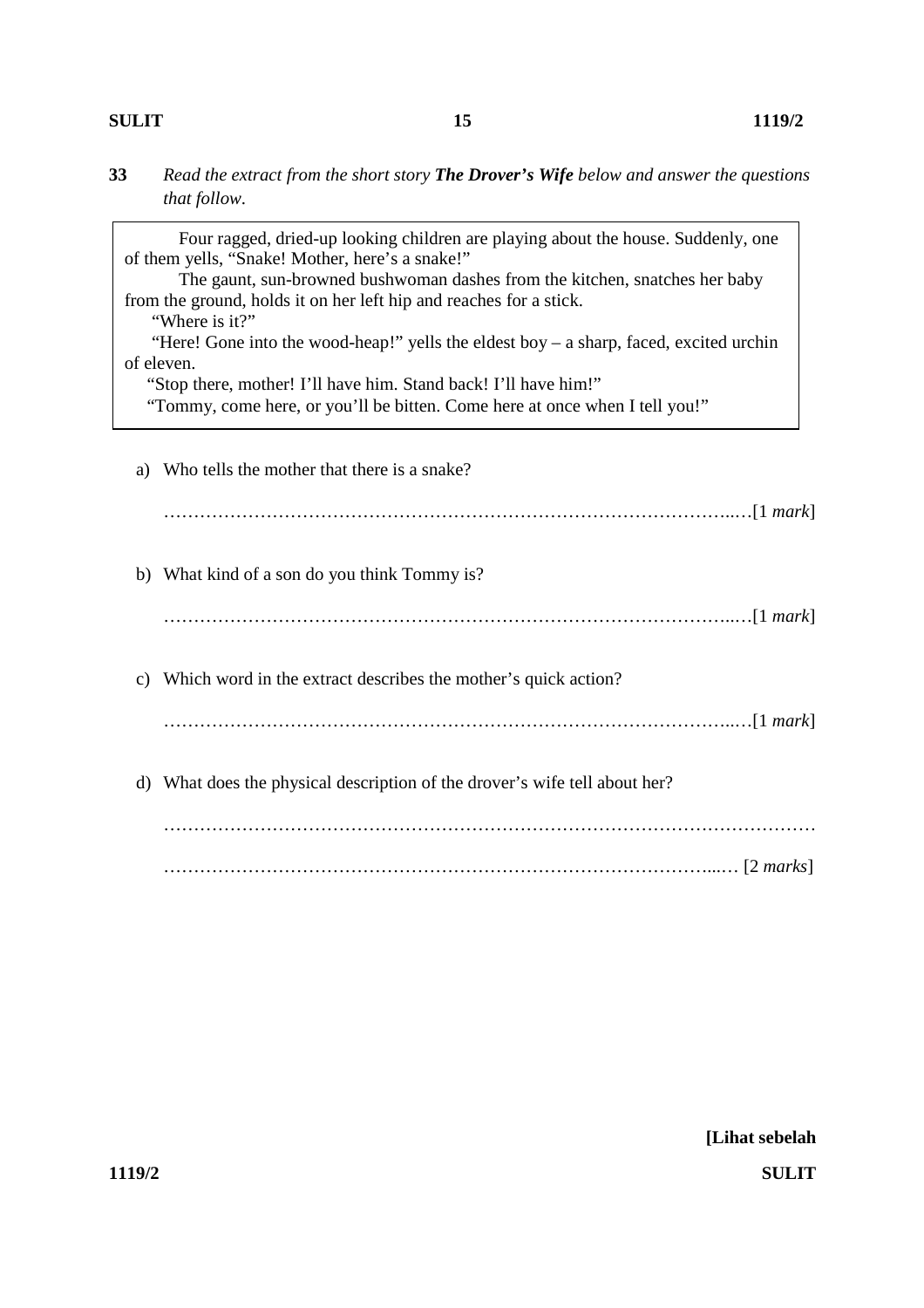**33** *Read the extract from the short story **The Drover's Wife** below and answer the questions that follow.*

> Four ragged, dried-up looking children are playing about the house. Suddenly, one of them yells, "Snake! Mother, here's a snake!"
>
> The gaunt, sun-browned bushwoman dashes from the kitchen, snatches her baby from the ground, holds it on her left hip and reaches for a stick.
>
> "Where is it?"
>
> "Here! Gone into the wood-heap!" yells the eldest boy – a sharp, faced, excited urchin of eleven.
>
> "Stop there, mother! I'll have him. Stand back! I'll have him!"
>
> "Tommy, come here, or you'll be bitten. Come here at once when I tell you!"

a) Who tells the mother that there is a snake?

……………………………………………………………………………………..…[1 *mark*]

b) What kind of a son do you think Tommy is?

……………………………………………………………………………………..…[1 *mark*]

c) Which word in the extract describes the mother's quick action?

……………………………………………………………………………………..…[1 *mark*]

d) What does the physical description of the drover's wife tell about her?

…………………………………………………………………………………………………

……………………………………………………………………………………...… [2 *marks*]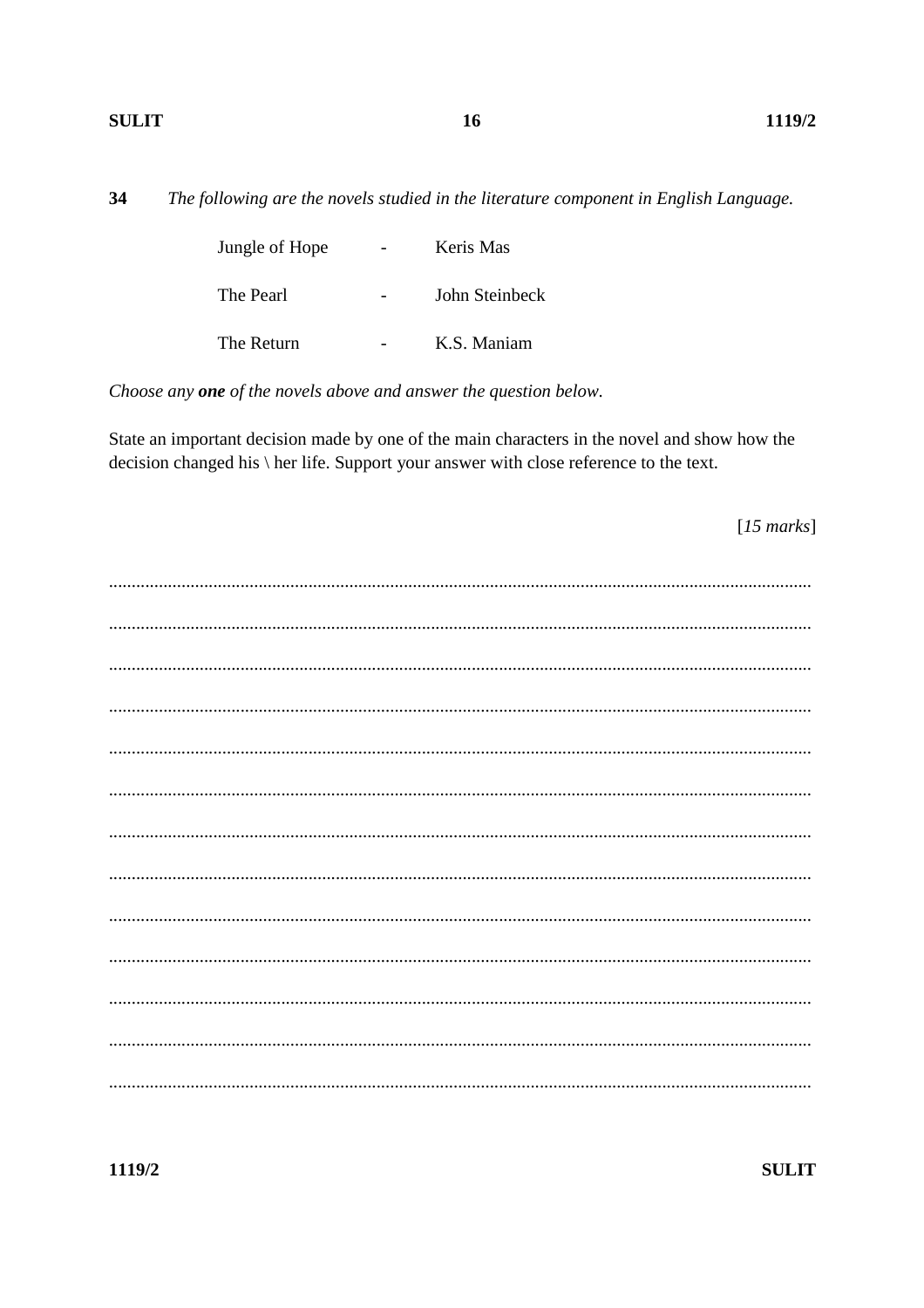**34** *The following are the novels studied in the literature component in English Language.*

| | | |
|---|---|---|
| Jungle of Hope | - | Keris Mas |
| The Pearl | - | John Steinbeck |
| The Return | - | K.S. Maniam |

*Choose any* ***one*** *of the novels above and answer the question below.*

State an important decision made by one of the main characters in the novel and show how the decision changed his \ her life. Support your answer with close reference to the text.

[*15 marks*]

..........................................................................................................................................

..........................................................................................................................................

..........................................................................................................................................

..........................................................................................................................................

..........................................................................................................................................

..........................................................................................................................................

..........................................................................................................................................

..........................................................................................................................................

..........................................................................................................................................

..........................................................................................................................................

..........................................................................................................................................

..........................................................................................................................................

..........................................................................................................................................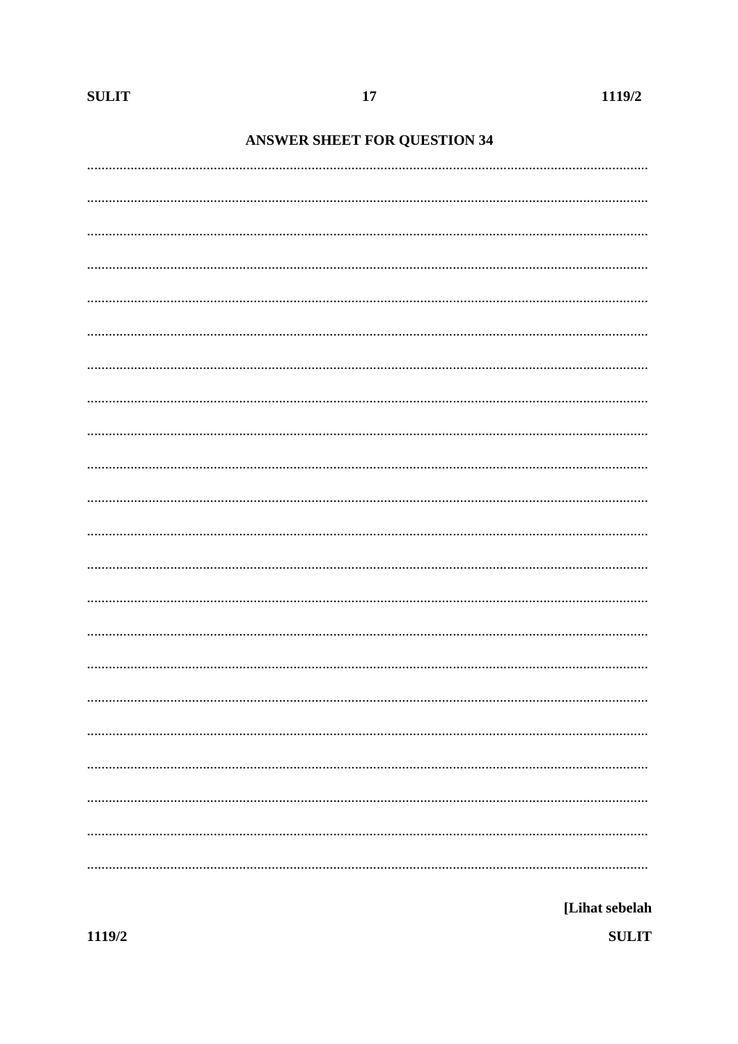## ANSWER SHEET FOR QUESTION 34

[Lihat sebelah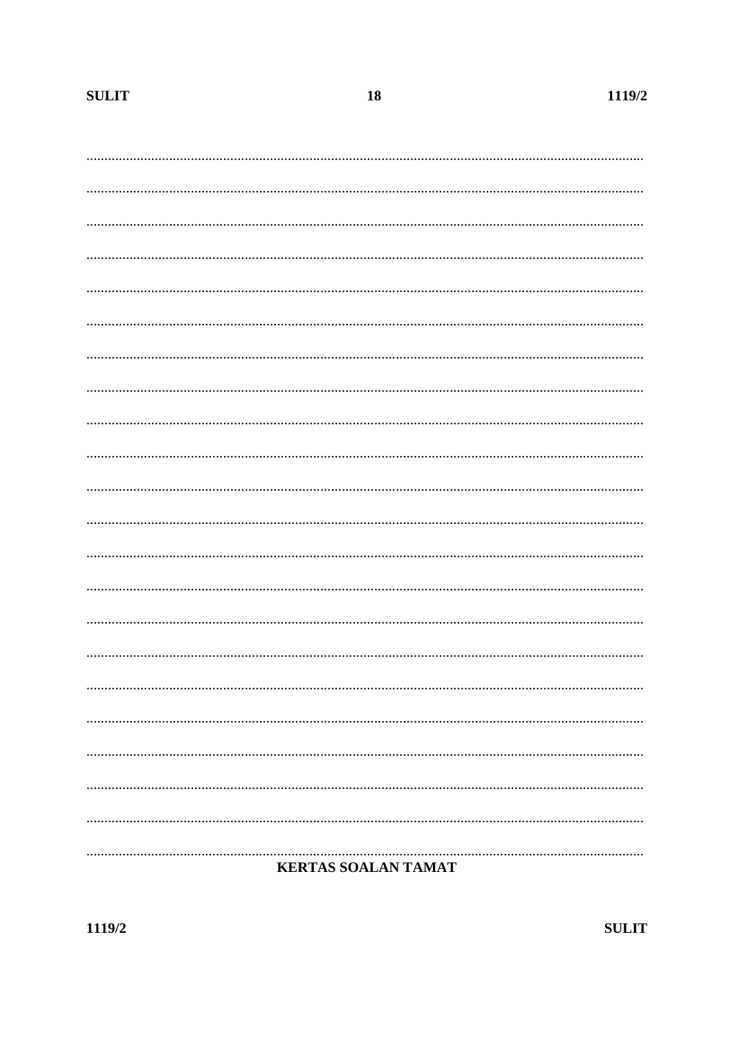..........................................................................................................................................

..........................................................................................................................................

..........................................................................................................................................

..........................................................................................................................................

..........................................................................................................................................

..........................................................................................................................................

..........................................................................................................................................

..........................................................................................................................................

..........................................................................................................................................

..........................................................................................................................................

..........................................................................................................................................

..........................................................................................................................................

..........................................................................................................................................

..........................................................................................................................................

..........................................................................................................................................

..........................................................................................................................................

..........................................................................................................................................

..........................................................................................................................................

..........................................................................................................................................

..........................................................................................................................................

..........................................................................................................................................

..........................................................................................................................................

**KERTAS SOALAN TAMAT**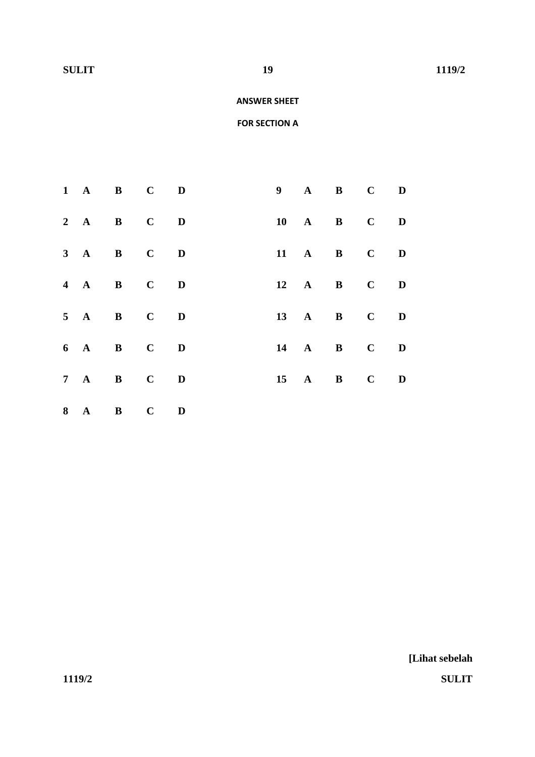**ANSWER SHEET**

**FOR SECTION A**

| | | | | | | | | | |
|---|---|---|---|---|---|---|---|---|---|
| **1** | **A** | **B** | **C** | **D** | **9** | **A** | **B** | **C** | **D** |
| **2** | **A** | **B** | **C** | **D** | **10** | **A** | **B** | **C** | **D** |
| **3** | **A** | **B** | **C** | **D** | **11** | **A** | **B** | **C** | **D** |
| **4** | **A** | **B** | **C** | **D** | **12** | **A** | **B** | **C** | **D** |
| **5** | **A** | **B** | **C** | **D** | **13** | **A** | **B** | **C** | **D** |
| **6** | **A** | **B** | **C** | **D** | **14** | **A** | **B** | **C** | **D** |
| **7** | **A** | **B** | **C** | **D** | **15** | **A** | **B** | **C** | **D** |
| **8** | **A** | **B** | **C** | **D** | | | | | |

**[Lihat sebelah**